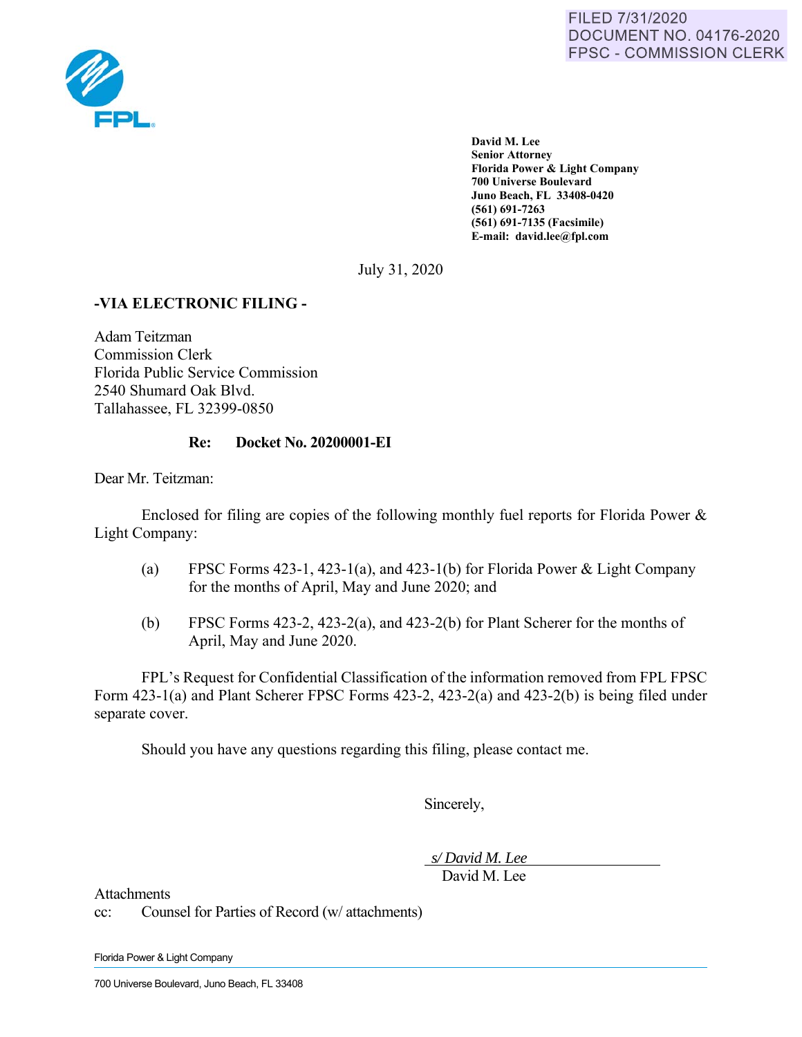FILED 7/31/2020
DOCUMENT NO. 04176-2020
FPSC - COMMISSION CLERK

FPL

**David M. Lee**
**Senior Attorney**
**Florida Power & Light Company**
**700 Universe Boulevard**
**Juno Beach, FL 33408-0420**
**(561) 691-7263**
**(561) 691-7135 (Facsimile)**
**E-mail: david.lee@fpl.com**

July 31, 2020

**-VIA ELECTRONIC FILING -**

Adam Teitzman
Commission Clerk
Florida Public Service Commission
2540 Shumard Oak Blvd.
Tallahassee, FL 32399-0850

**Re: Docket No. 20200001-EI**

Dear Mr. Teitzman:

Enclosed for filing are copies of the following monthly fuel reports for Florida Power & Light Company:

(a) FPSC Forms 423-1, 423-1(a), and 423-1(b) for Florida Power & Light Company for the months of April, May and June 2020; and

(b) FPSC Forms 423-2, 423-2(a), and 423-2(b) for Plant Scherer for the months of April, May and June 2020.

FPL's Request for Confidential Classification of the information removed from FPL FPSC Form 423-1(a) and Plant Scherer FPSC Forms 423-2, 423-2(a) and 423-2(b) is being filed under separate cover.

Should you have any questions regarding this filing, please contact me.

Sincerely,

*s/ David M. Lee*
David M. Lee

Attachments
cc: Counsel for Parties of Record (w/ attachments)

Florida Power & Light Company

700 Universe Boulevard, Juno Beach, FL 33408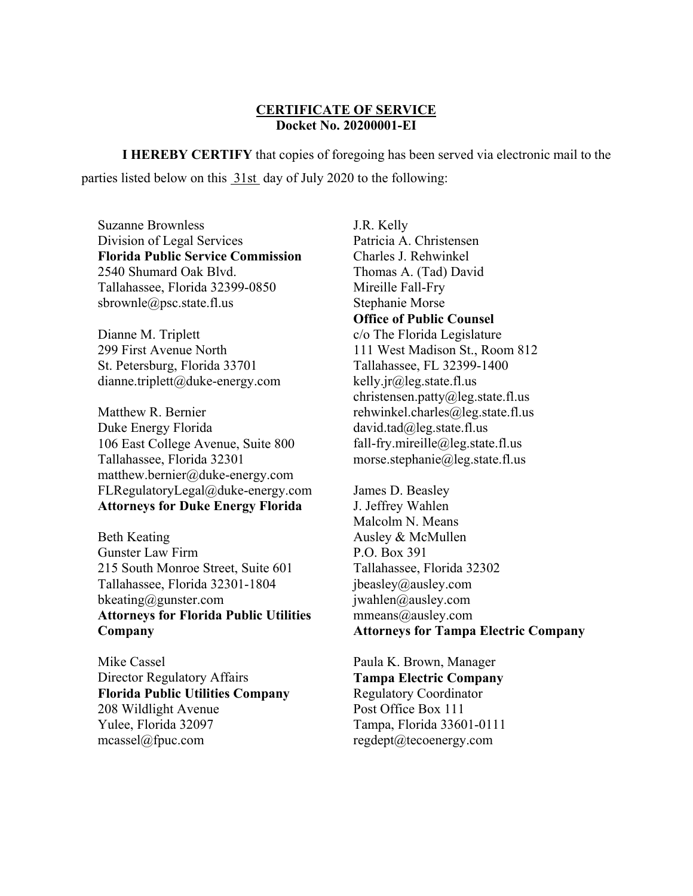**<u>CERTIFICATE OF SERVICE</u>**
**Docket No. 20200001-EI**

**I HEREBY CERTIFY** that copies of foregoing has been served via electronic mail to the parties listed below on this <u>31st</u> day of July 2020 to the following:

Suzanne Brownless
Division of Legal Services
**Florida Public Service Commission**
2540 Shumard Oak Blvd.
Tallahassee, Florida 32399-0850
sbrownle@psc.state.fl.us

Dianne M. Triplett
299 First Avenue North
St. Petersburg, Florida 33701
dianne.triplett@duke-energy.com

Matthew R. Bernier
Duke Energy Florida
106 East College Avenue, Suite 800
Tallahassee, Florida 32301
matthew.bernier@duke-energy.com
FLRegulatoryLegal@duke-energy.com
**Attorneys for Duke Energy Florida**

Beth Keating
Gunster Law Firm
215 South Monroe Street, Suite 601
Tallahassee, Florida 32301-1804
bkeating@gunster.com
**Attorneys for Florida Public Utilities Company**

Mike Cassel
Director Regulatory Affairs
**Florida Public Utilities Company**
208 Wildlight Avenue
Yulee, Florida 32097
mcassel@fpuc.com

J.R. Kelly
Patricia A. Christensen
Charles J. Rehwinkel
Thomas A. (Tad) David
Mireille Fall-Fry
Stephanie Morse
**Office of Public Counsel**
c/o The Florida Legislature
111 West Madison St., Room 812
Tallahassee, FL 32399-1400
kelly.jr@leg.state.fl.us
christensen.patty@leg.state.fl.us
rehwinkel.charles@leg.state.fl.us
david.tad@leg.state.fl.us
fall-fry.mireille@leg.state.fl.us
morse.stephanie@leg.state.fl.us

James D. Beasley
J. Jeffrey Wahlen
Malcolm N. Means
Ausley & McMullen
P.O. Box 391
Tallahassee, Florida 32302
jbeasley@ausley.com
jwahlen@ausley.com
mmeans@ausley.com
**Attorneys for Tampa Electric Company**

Paula K. Brown, Manager
**Tampa Electric Company**
Regulatory Coordinator
Post Office Box 111
Tampa, Florida 33601-0111
regdept@tecoenergy.com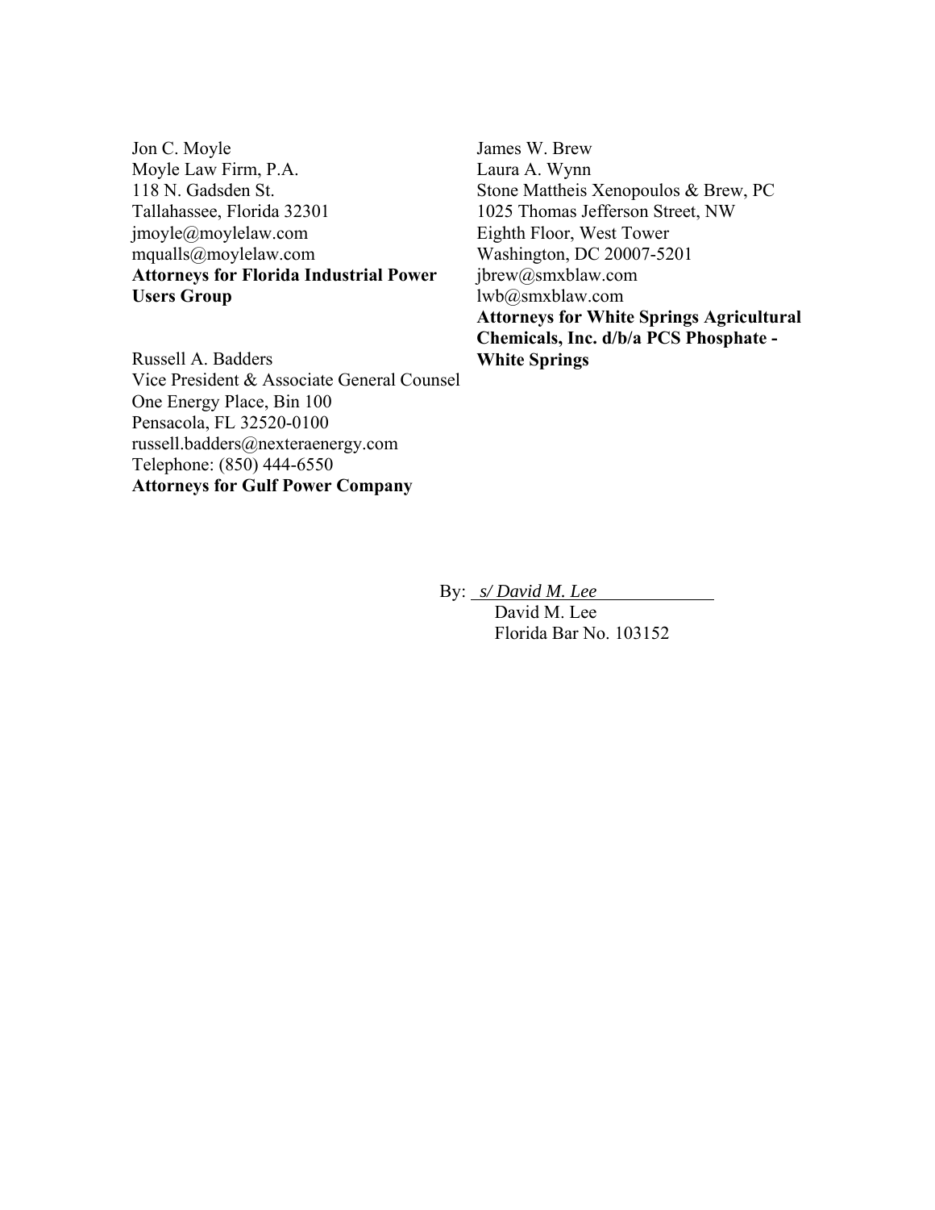Jon C. Moyle
Moyle Law Firm, P.A.
118 N. Gadsden St.
Tallahassee, Florida 32301
jmoyle@moylelaw.com
mqualls@moylelaw.com
**Attorneys for Florida Industrial Power Users Group**

Russell A. Badders
Vice President & Associate General Counsel
One Energy Place, Bin 100
Pensacola, FL 32520-0100
russell.badders@nexteraenergy.com
Telephone: (850) 444-6550
**Attorneys for Gulf Power Company**

James W. Brew
Laura A. Wynn
Stone Mattheis Xenopoulos & Brew, PC
1025 Thomas Jefferson Street, NW
Eighth Floor, West Tower
Washington, DC 20007-5201
jbrew@smxblaw.com
lwb@smxblaw.com
**Attorneys for White Springs Agricultural Chemicals, Inc. d/b/a PCS Phosphate - White Springs**

By: *s/ David M. Lee*
David M. Lee
Florida Bar No. 103152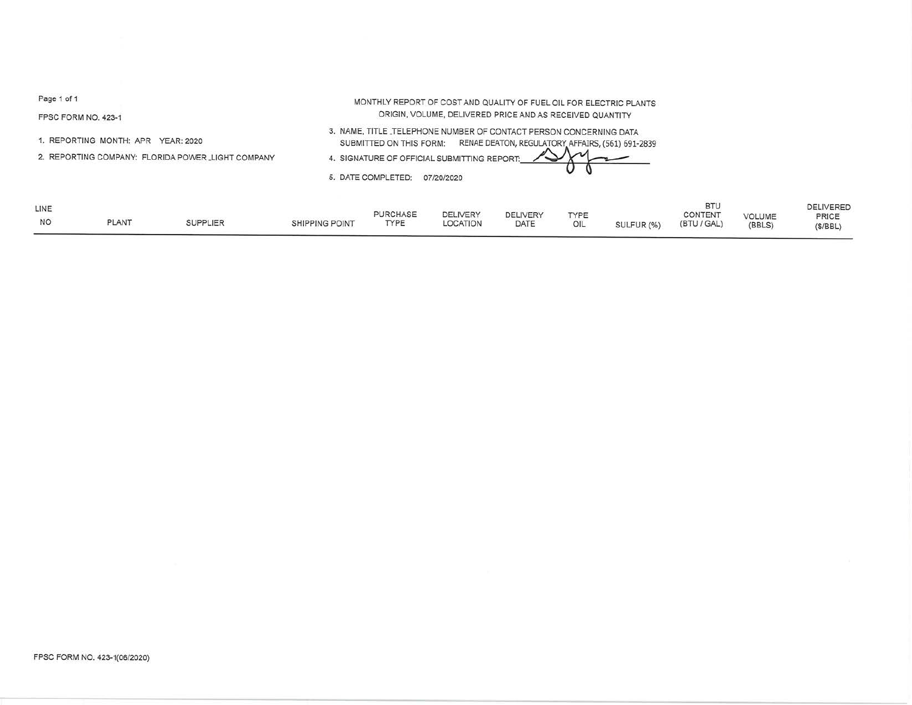FPSC FORM NO. 423-1

1. REPORTING MONTH: APR YEAR: 2020

2. REPORTING COMPANY: FLORIDA POWER _LIGHT COMPANY

MONTHLY REPORT OF COST AND QUALITY OF FUEL OIL FOR ELECTRIC PLANTS
ORIGIN, VOLUME, DELIVERED PRICE AND AS RECEIVED QUANTITY

3. NAME, TITLE _TELEPHONE NUMBER OF CONTACT PERSON CONCERNING DATA SUBMITTED ON THIS FORM: RENAE DEATON, REGULATORY AFFAIRS, (561) 691-2839

4. SIGNATURE OF OFFICIAL SUBMITTING REPORT:

5. DATE COMPLETED: 07/20/2020

| LINE NO | PLANT | SUPPLIER | SHIPPING POINT | PURCHASE TYPE | DELIVERY LOCATION | DELIVERY DATE | TYPE OIL | SULFUR (%) | BTU CONTENT (BTU / GAL) | VOLUME (BBLS) | DELIVERED PRICE ($/BBL) |
|---|---|---|---|---|---|---|---|---|---|---|---|

FPSC FORM NO. 423-1(06/2020)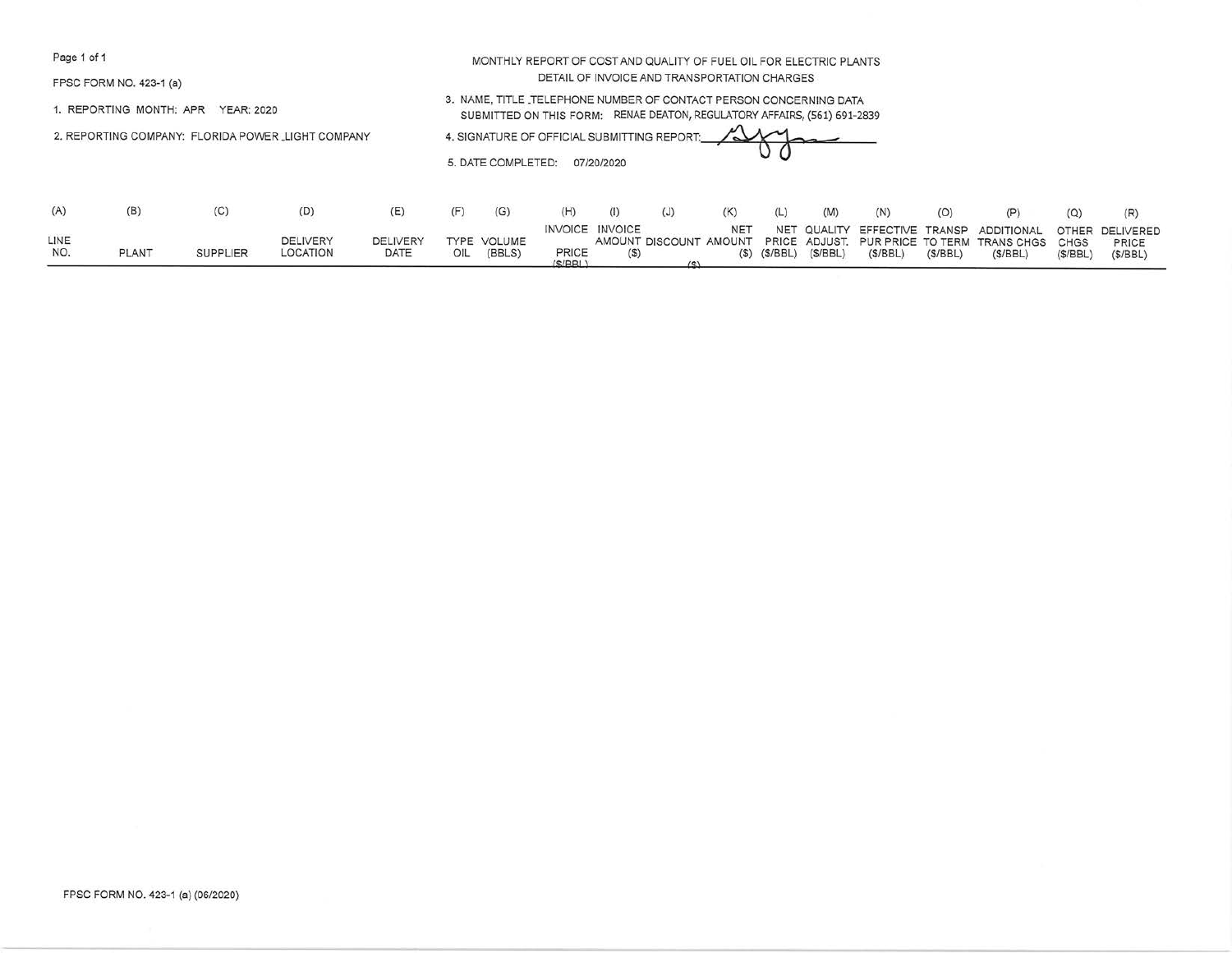MONTHLY REPORT OF COST AND QUALITY OF FUEL OIL FOR ELECTRIC PLANTS
DETAIL OF INVOICE AND TRANSPORTATION CHARGES

FPSC FORM NO. 423-1 (a)

1. REPORTING MONTH: APR YEAR: 2020

2. REPORTING COMPANY: FLORIDA POWER _LIGHT COMPANY

3. NAME, TITLE ,TELEPHONE NUMBER OF CONTACT PERSON CONCERNING DATA SUBMITTED ON THIS FORM: RENAE DEATON, REGULATORY AFFAIRS, (561) 691-2839

4. SIGNATURE OF OFFICIAL SUBMITTING REPORT:

5. DATE COMPLETED: 07/20/2020

| (A) | (B) | (C) | (D) | (E) | (F) | (G) | (H) | (I) | (J) | (K) | (L) | (M) | (N) | (O) | (P) | (Q) | (R) |
|---|---|---|---|---|---|---|---|---|---|---|---|---|---|---|---|---|---|
| LINE NO. | PLANT | SUPPLIER | DELIVERY LOCATION | DELIVERY DATE | TYPE OIL | VOLUME (BBLS) | INVOICE PRICE ($/BBL) | INVOICE AMOUNT ($) | DISCOUNT ($) | NET AMOUNT ($) | NET PRICE ($/BBL) | QUALITY ADJUST. ($/BBL) | EFFECTIVE PUR PRICE ($/BBL) | TRANSP TO TERM ($/BBL) | ADDITIONAL TRANS CHGS ($/BBL) | OTHER CHGS ($/BBL) | DELIVERED PRICE ($/BBL) |

FPSC FORM NO. 423-1 (a) (06/2020)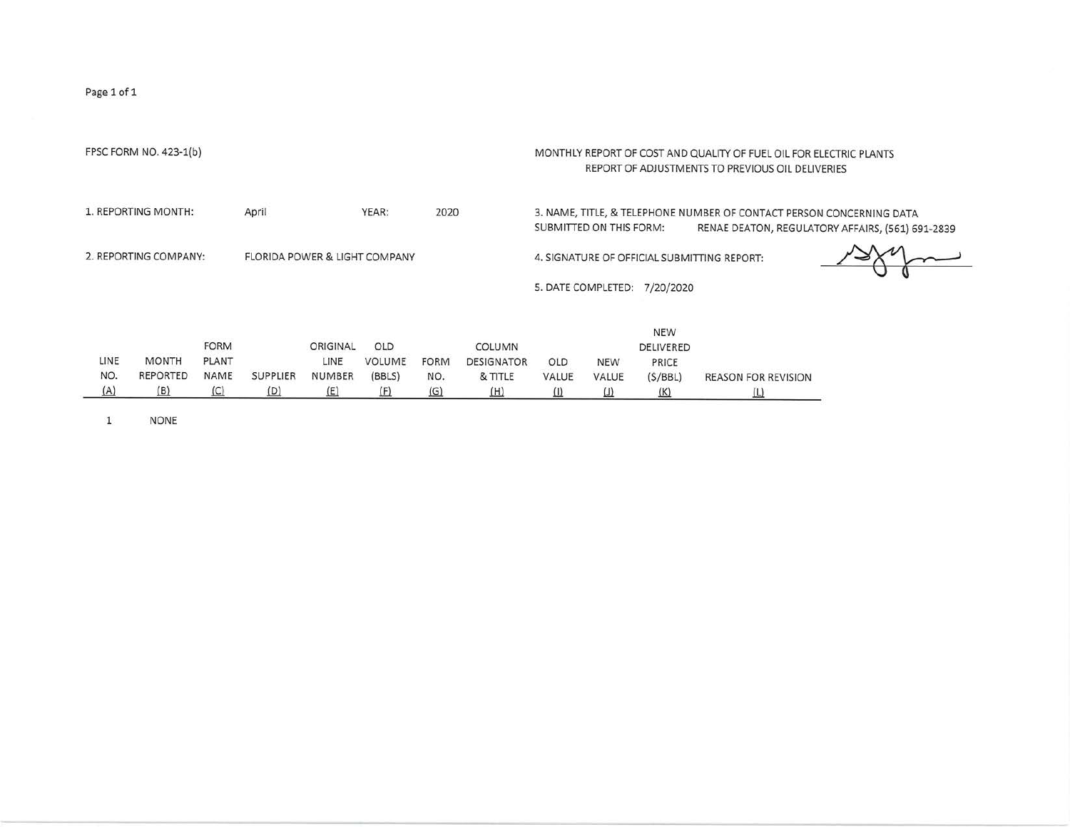FPSC FORM NO. 423-1(b)

MONTHLY REPORT OF COST AND QUALITY OF FUEL OIL FOR ELECTRIC PLANTS
REPORT OF ADJUSTMENTS TO PREVIOUS OIL DELIVERIES

1. REPORTING MONTH: April YEAR: 2020

2. REPORTING COMPANY: FLORIDA POWER & LIGHT COMPANY

3. NAME, TITLE, & TELEPHONE NUMBER OF CONTACT PERSON CONCERNING DATA SUBMITTED ON THIS FORM: RENAE DEATON, REGULATORY AFFAIRS, (561) 691-2839

4. SIGNATURE OF OFFICIAL SUBMITTING REPORT:

5. DATE COMPLETED: 7/20/2020

| LINE NO. (A) | MONTH REPORTED (B) | FORM PLANT NAME (C) | SUPPLIER (D) | ORIGINAL LINE NUMBER (E) | OLD VOLUME (BBLS) (F) | FORM NO. (G) | COLUMN DESIGNATOR & TITLE (H) | OLD VALUE (I) | NEW VALUE (J) | NEW DELIVERED PRICE ($/BBL) (K) | REASON FOR REVISION (L) |
|---|---|---|---|---|---|---|---|---|---|---|---|
| 1 | NONE | | | | | | | | | | |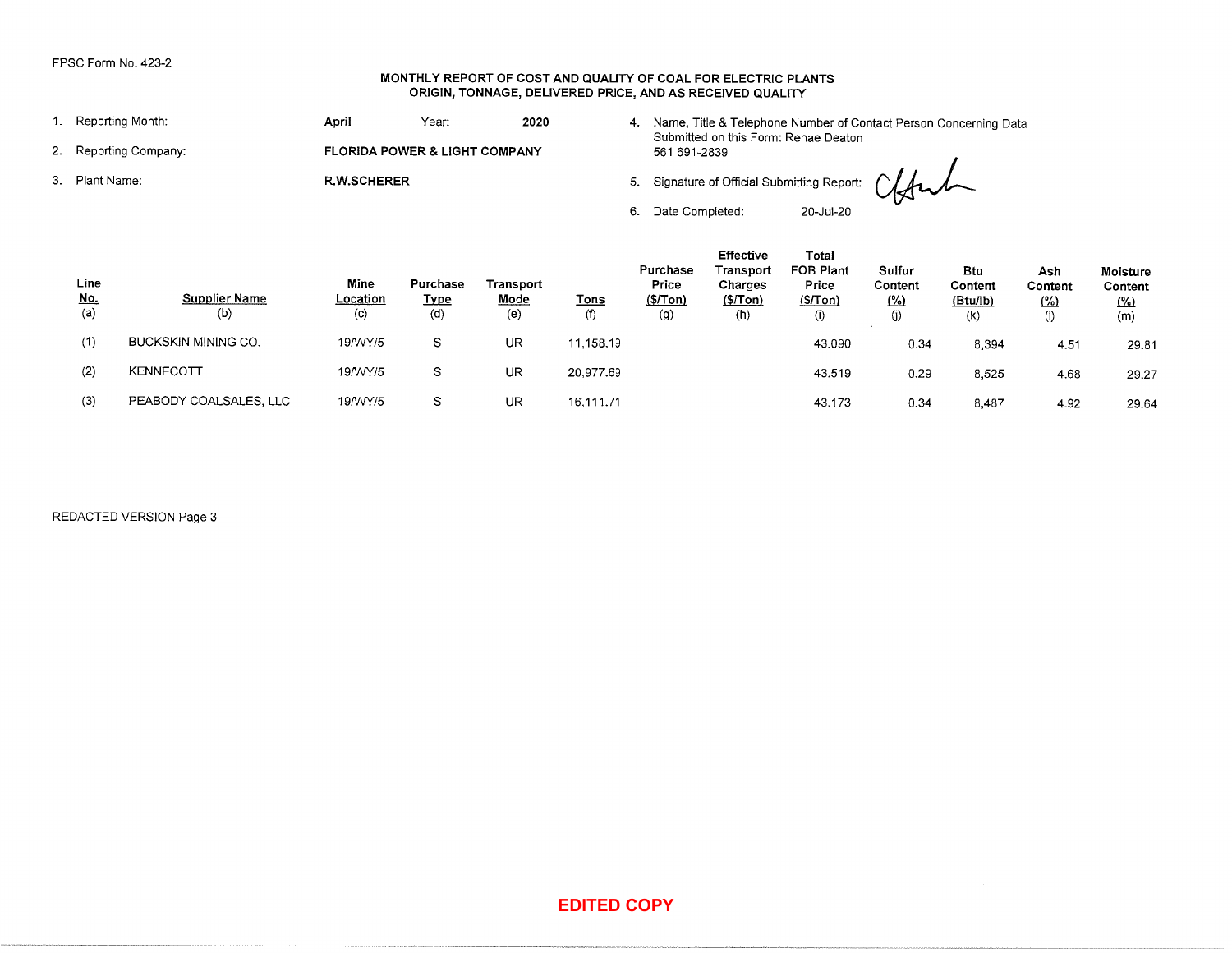FPSC Form No. 423-2

# MONTHLY REPORT OF COST AND QUALITY OF COAL FOR ELECTRIC PLANTS
## ORIGIN, TONNAGE, DELIVERED PRICE, AND AS RECEIVED QUALITY

1. Reporting Month: **April** Year: **2020**
2. Reporting Company: **FLORIDA POWER & LIGHT COMPANY**
3. Plant Name: **R.W.SCHERER**
4. Name, Title & Telephone Number of Contact Person Concerning Data Submitted on this Form: Renae Deaton 561 691-2839
5. Signature of Official Submitting Report:
6. Date Completed: 20-Jul-20

| Line No. (a) | Supplier Name (b) | Mine Location (c) | Purchase Type (d) | Transport Mode (e) | Tons (f) | Purchase Price ($/Ton) (g) | Effective Transport Charges ($/Ton) (h) | Total FOB Plant Price ($/Ton) (i) | Sulfur Content (%) (j) | Btu Content (Btu/lb) (k) | Ash Content (%) (l) | Moisture Content (%) (m) |
|---|---|---|---|---|---|---|---|---|---|---|---|---|
| (1) | BUCKSKIN MINING CO. | 19/WY/5 | S | UR | 11,158.13 | | | 43.090 | 0.34 | 8,394 | 4.51 | 29.81 |
| (2) | KENNECOTT | 19/WY/5 | S | UR | 20,977.63 | | | 43.519 | 0.29 | 8,525 | 4.68 | 29.27 |
| (3) | PEABODY COALSALES, LLC | 19/WY/5 | S | UR | 16,111.71 | | | 43.173 | 0.34 | 8,487 | 4.92 | 29.64 |

REDACTED VERSION Page 3

**EDITED COPY**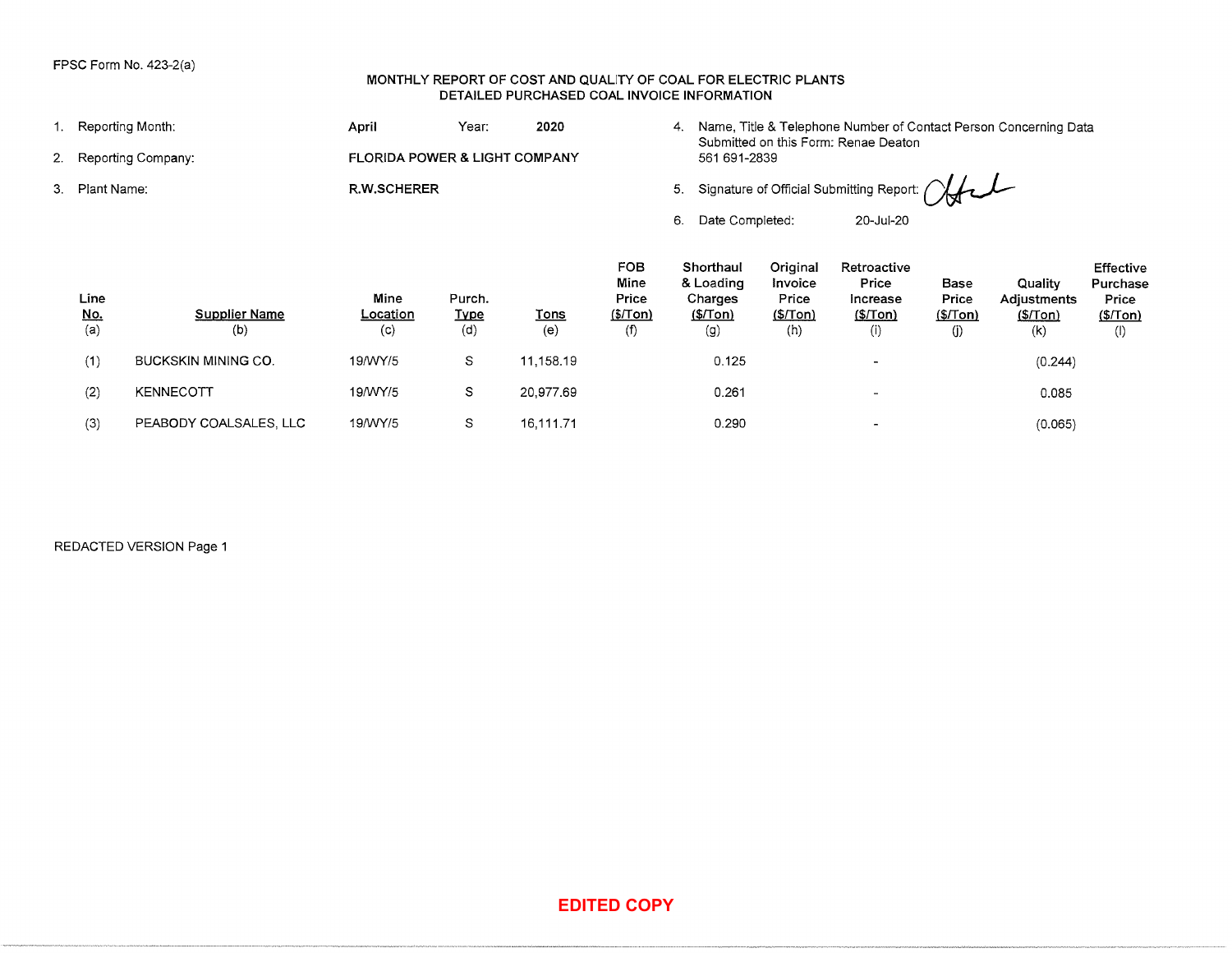FPSC Form No. 423-2(a)

## MONTHLY REPORT OF COST AND QUALITY OF COAL FOR ELECTRIC PLANTS
## DETAILED PURCHASED COAL INVOICE INFORMATION

1. Reporting Month: **April** Year: **2020**
2. Reporting Company: **FLORIDA POWER & LIGHT COMPANY**
3. Plant Name: **R.W.SCHERER**
4. Name, Title & Telephone Number of Contact Person Concerning Data Submitted on this Form: Renae Deaton 561 691-2839
5. Signature of Official Submitting Report:
6. Date Completed: 20-Jul-20

| Line No. (a) | Supplier Name (b) | Mine Location (c) | Purch. Type (d) | Tons (e) | FOB Mine Price ($/Ton) (f) | Shorthaul & Loading Charges ($/Ton) (g) | Original Invoice Price ($/Ton) (h) | Retroactive Price Increase ($/Ton) (i) | Base Price ($/Ton) (j) | Quality Adjustments ($/Ton) (k) | Effective Purchase Price ($/Ton) (l) |
|---|---|---|---|---|---|---|---|---|---|---|---|
| (1) | BUCKSKIN MINING CO. | 19/WY/5 | S | 11,158.19 | | 0.125 | | - | | (0.244) | |
| (2) | KENNECOTT | 19/WY/5 | S | 20,977.69 | | 0.261 | | - | | 0.085 | |
| (3) | PEABODY COALSALES, LLC | 19/WY/5 | S | 16,111.71 | | 0.290 | | - | | (0.065) | |

REDACTED VERSION Page 1

**EDITED COPY**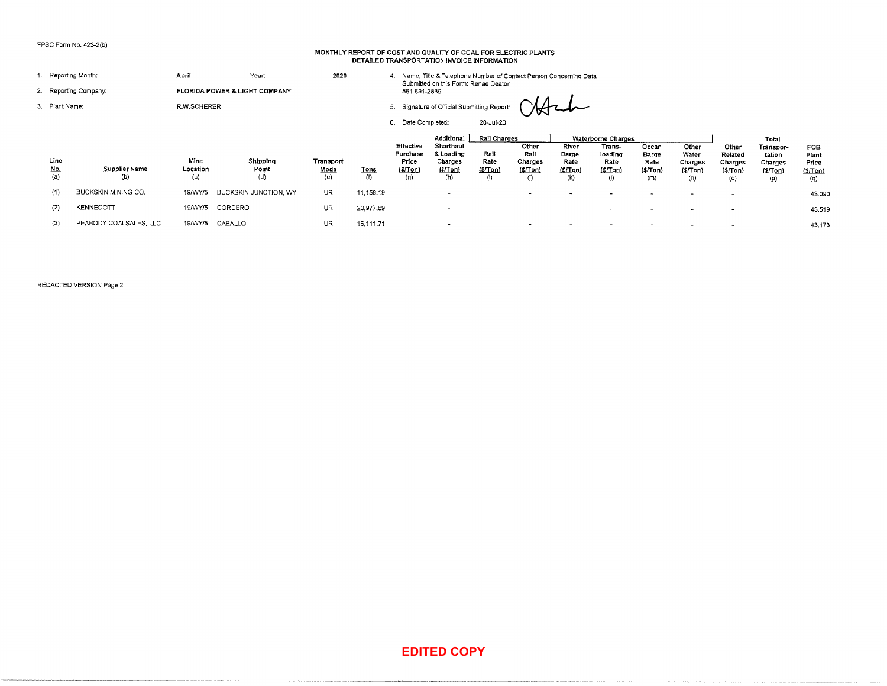FPSC Form No. 423-2(b)

**MONTHLY REPORT OF COST AND QUALITY OF COAL FOR ELECTRIC PLANTS**
**DETAILED TRANSPORTATION INVOICE INFORMATION**

1. Reporting Month: **April** Year: **2020**
2. Reporting Company: **FLORIDA POWER & LIGHT COMPANY**
3. Plant Name: **R.W.SCHERER**

4. Name, Title & Telephone Number of Contact Person Concerning Data Submitted on this Form: Renae Deaton 561 691-2839
5. Signature of Official Submitting Report:
6. Date Completed: 20-Jul-20

| Line No. (a) | Supplier Name (b) | Mine Location (c) | Shipping Point (d) | Transport Mode (e) | Tons (f) | Effective Purchase Price ($/Ton) (g) | Additional Shorthaul & Loading Charges ($/Ton) (h) | Rail Charges: Rail Rate ($/Ton) (i) | Rail Charges: Other Rail Charges ($/Ton) (j) | Waterborne Charges: River Barge Rate ($/Ton) (k) | Waterborne Charges: Trans-loading Rate ($/Ton) (l) | Waterborne Charges: Ocean Barge Rate ($/Ton) (m) | Waterborne Charges: Other Water Charges ($/Ton) (n) | Other Related Charges ($/Ton) (o) | Total Transportation Charges ($/Ton) (p) | FOB Plant Price ($/Ton) (q) |
|---|---|---|---|---|---|---|---|---|---|---|---|---|---|---|---|---|
| (1) | BUCKSKIN MINING CO. | 19/WY/5 | BUCKSKIN JUNCTION, WY | UR | 11,158.19 | | - | | - | - | - | - | - | - | | 43.090 |
| (2) | KENNECOTT | 19/WY/5 | CORDERO | UR | 20,977.69 | | - | | - | - | - | - | - | - | | 43.519 |
| (3) | PEABODY COALSALES, LLC | 19/WY/5 | CABALLO | UR | 16,111.71 | | - | | - | - | - | - | - | - | | 43.173 |

REDACTED VERSION Page 2

**EDITED COPY**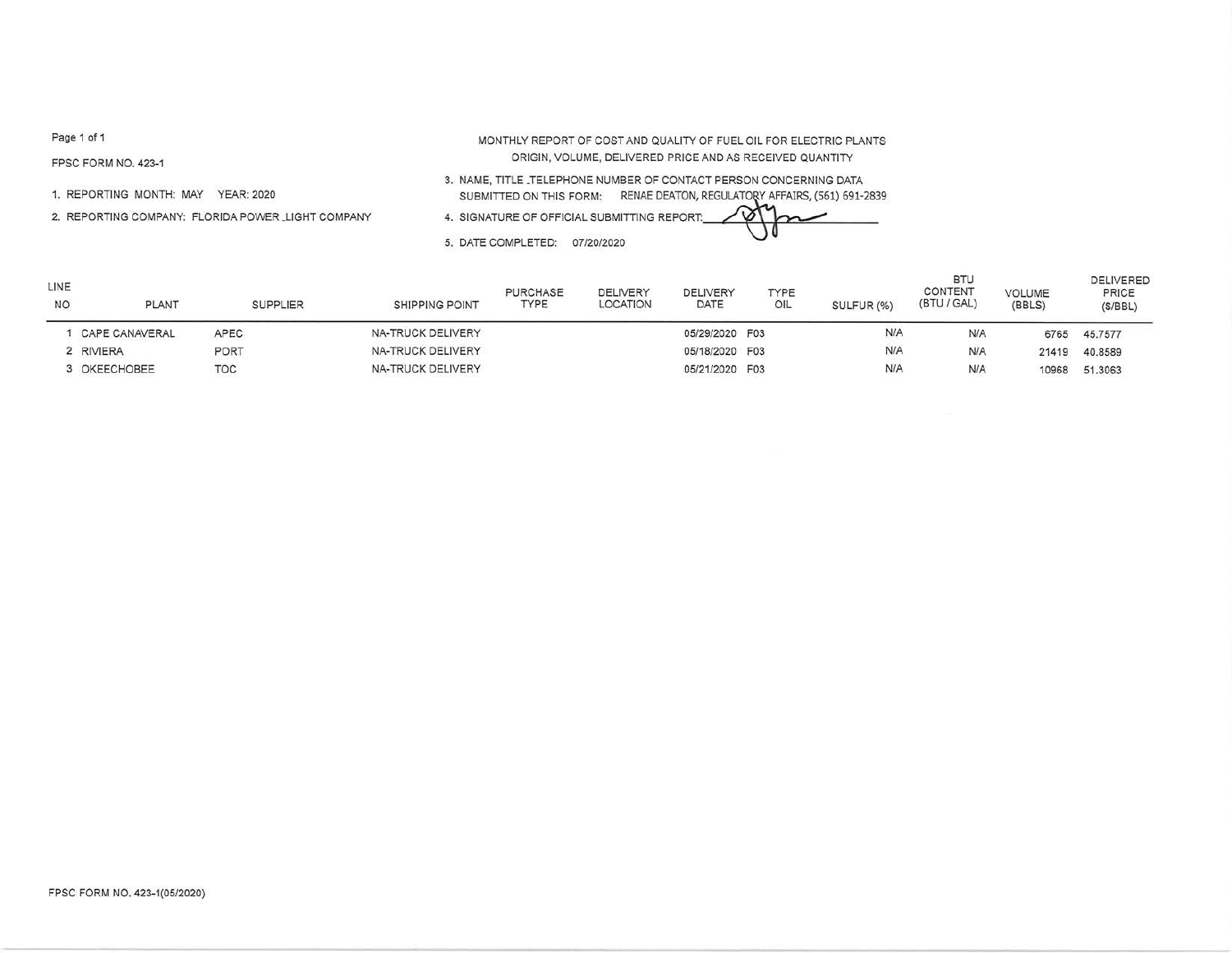FPSC FORM NO. 423-1

MONTHLY REPORT OF COST AND QUALITY OF FUEL OIL FOR ELECTRIC PLANTS
ORIGIN, VOLUME, DELIVERED PRICE AND AS RECEIVED QUANTITY

1. REPORTING MONTH: MAY YEAR: 2020

2. REPORTING COMPANY: FLORIDA POWER _LIGHT COMPANY

3. NAME, TITLE _TELEPHONE NUMBER OF CONTACT PERSON CONCERNING DATA SUBMITTED ON THIS FORM: RENAE DEATON, REGULATORY AFFAIRS, (561) 691-2839

4. SIGNATURE OF OFFICIAL SUBMITTING REPORT:

5. DATE COMPLETED: 07/20/2020

| LINE NO | PLANT | SUPPLIER | SHIPPING POINT | PURCHASE TYPE | DELIVERY LOCATION | DELIVERY DATE | TYPE OIL | SULFUR (%) | BTU CONTENT (BTU / GAL) | VOLUME (BBLS) | DELIVERED PRICE ($/BBL) |
|---|---|---|---|---|---|---|---|---|---|---|---|
| 1 | CAPE CANAVERAL | APEC | NA-TRUCK DELIVERY | | | 05/29/2020 | F03 | N/A | N/A | 6765 | 45.7577 |
| 2 | RIVIERA | PORT | NA-TRUCK DELIVERY | | | 05/18/2020 | F03 | N/A | N/A | 21419 | 40.8589 |
| 3 | OKEECHOBEE | TOC | NA-TRUCK DELIVERY | | | 05/21/2020 | F03 | N/A | N/A | 10968 | 51.3063 |

FPSC FORM NO. 423-1(05/2020)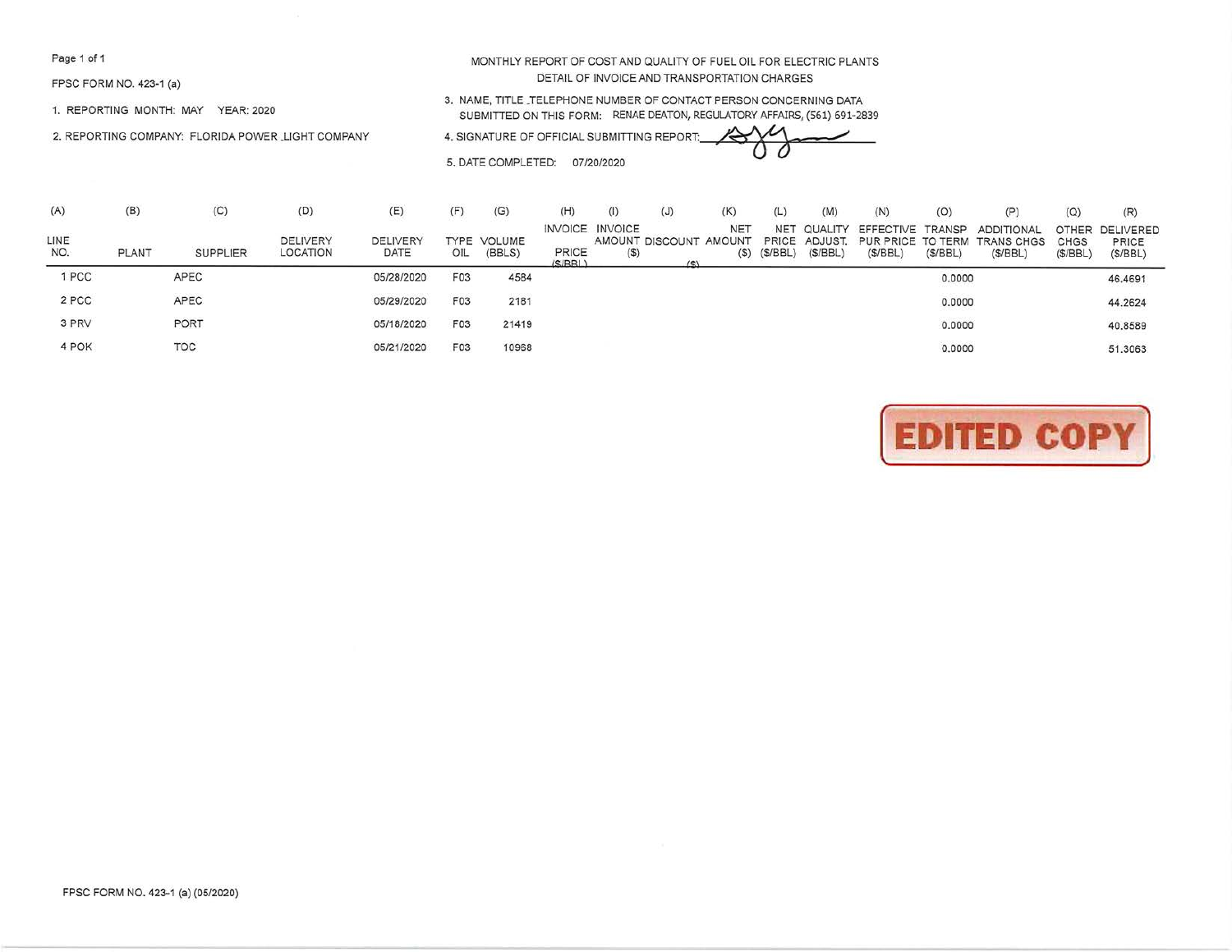FPSC FORM NO. 423-1 (a)

1. REPORTING MONTH: MAY YEAR: 2020

2. REPORTING COMPANY: FLORIDA POWER LIGHT COMPANY

MONTHLY REPORT OF COST AND QUALITY OF FUEL OIL FOR ELECTRIC PLANTS
DETAIL OF INVOICE AND TRANSPORTATION CHARGES

3. NAME, TITLE ,TELEPHONE NUMBER OF CONTACT PERSON CONCERNING DATA SUBMITTED ON THIS FORM: RENAE DEATON, REGULATORY AFFAIRS, (561) 691-2839

4. SIGNATURE OF OFFICIAL SUBMITTING REPORT:

5. DATE COMPLETED: 07/20/2020

| (A) LINE NO. | (B) PLANT | (C) SUPPLIER | (D) DELIVERY LOCATION | (E) DELIVERY DATE | (F) TYPE OIL | (G) VOLUME (BBLS) | (H) INVOICE PRICE ($/BBL) | (I) INVOICE AMOUNT ($) | (J) DISCOUNT ($) | (K) NET AMOUNT ($) | (L) NET PRICE ($/BBL) | (M) QUALITY ADJUST. ($/BBL) | (N) EFFECTIVE PUR PRICE ($/BBL) | (O) TRANSP TO TERM ($/BBL) | (P) ADDITIONAL TRANS CHGS ($/BBL) | (Q) OTHER CHGS ($/BBL) | (R) DELIVERED PRICE ($/BBL) |
|---|---|---|---|---|---|---|---|---|---|---|---|---|---|---|---|---|---|
| 1 | PCC | APEC | | 05/28/2020 | F03 | 4584 | | | | | | | | 0.0000 | | | 46.4691 |
| 2 | PCC | APEC | | 05/29/2020 | F03 | 2181 | | | | | | | | 0.0000 | | | 44.2624 |
| 3 | PRV | PORT | | 05/18/2020 | F03 | 21419 | | | | | | | | 0.0000 | | | 40.8589 |
| 4 | POK | TOC | | 05/21/2020 | F03 | 10968 | | | | | | | | 0.0000 | | | 51.3063 |

EDITED COPY

FPSC FORM NO. 423-1 (a) (05/2020)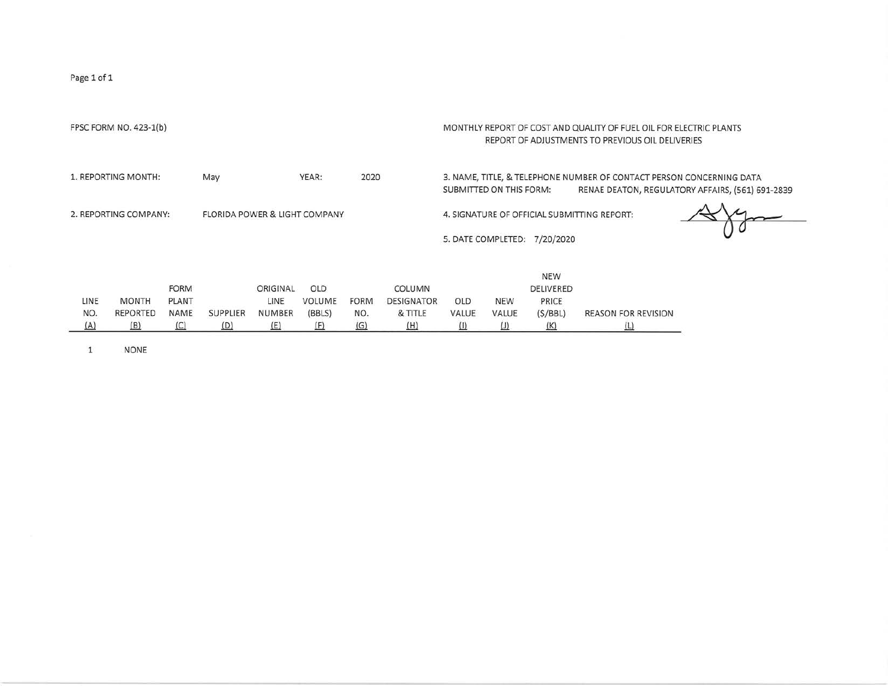FPSC FORM NO. 423-1(b)

MONTHLY REPORT OF COST AND QUALITY OF FUEL OIL FOR ELECTRIC PLANTS
REPORT OF ADJUSTMENTS TO PREVIOUS OIL DELIVERIES

1. REPORTING MONTH: May YEAR: 2020

2. REPORTING COMPANY: FLORIDA POWER & LIGHT COMPANY

3. NAME, TITLE, & TELEPHONE NUMBER OF CONTACT PERSON CONCERNING DATA SUBMITTED ON THIS FORM: RENAE DEATON, REGULATORY AFFAIRS, (561) 691-2839

4. SIGNATURE OF OFFICIAL SUBMITTING REPORT:

5. DATE COMPLETED: 7/20/2020

| LINE NO. (A) | MONTH REPORTED (B) | FORM PLANT NAME (C) | SUPPLIER (D) | ORIGINAL LINE NUMBER (E) | OLD VOLUME (BBLS) (F) | FORM NO. (G) | COLUMN DESIGNATOR & TITLE (H) | OLD VALUE (I) | NEW VALUE (J) | NEW DELIVERED PRICE ($/BBL) (K) | REASON FOR REVISION (L) |
|---|---|---|---|---|---|---|---|---|---|---|---|
| 1 | NONE | | | | | | | | | | |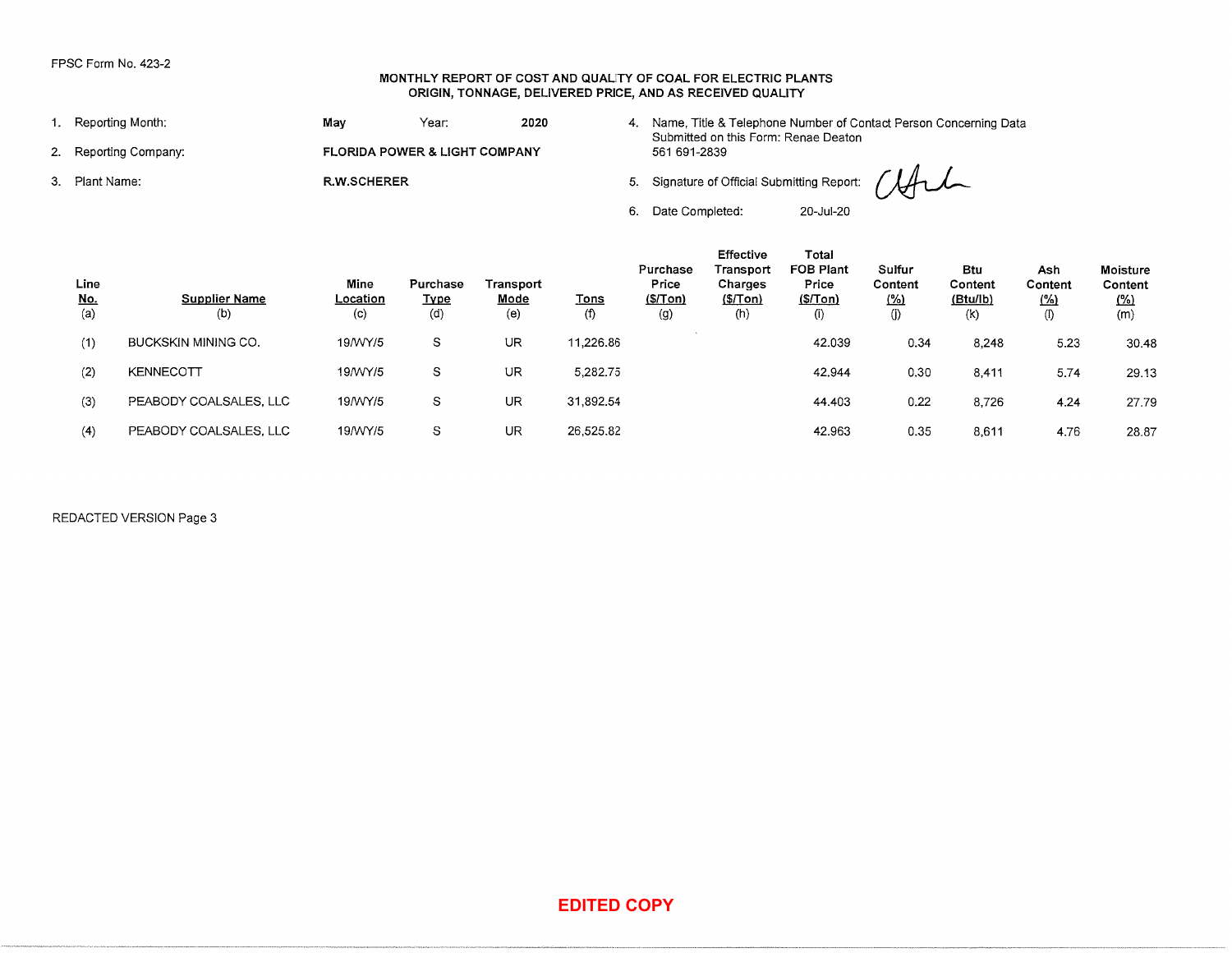FPSC Form No. 423-2

**MONTHLY REPORT OF COST AND QUALITY OF COAL FOR ELECTRIC PLANTS**
**ORIGIN, TONNAGE, DELIVERED PRICE, AND AS RECEIVED QUALITY**

1. Reporting Month: **May** Year: **2020**
2. Reporting Company: **FLORIDA POWER & LIGHT COMPANY**
3. Plant Name: **R.W.SCHERER**
4. Name, Title & Telephone Number of Contact Person Concerning Data Submitted on this Form: Renae Deaton 561 691-2839
5. Signature of Official Submitting Report:
6. Date Completed: 20-Jul-20

| Line No. (a) | Supplier Name (b) | Mine Location (c) | Purchase Type (d) | Transport Mode (e) | Tons (f) | Purchase Price ($/Ton) (g) | Effective Transport Charges ($/Ton) (h) | Total FOB Plant Price ($/Ton) (i) | Sulfur Content (%) (j) | Btu Content (Btu/lb) (k) | Ash Content (%) (l) | Moisture Content (%) (m) |
|---|---|---|---|---|---|---|---|---|---|---|---|---|
| (1) | BUCKSKIN MINING CO. | 19/WY/5 | S | UR | 11,226.86 | | | 42.039 | 0.34 | 8,248 | 5.23 | 30.48 |
| (2) | KENNECOTT | 19/WY/5 | S | UR | 5,282.75 | | | 42.944 | 0.30 | 8,411 | 5.74 | 29.13 |
| (3) | PEABODY COALSALES, LLC | 19/WY/5 | S | UR | 31,892.54 | | | 44.403 | 0.22 | 8,726 | 4.24 | 27.79 |
| (4) | PEABODY COALSALES, LLC | 19/WY/5 | S | UR | 26,525.82 | | | 42.963 | 0.35 | 8,611 | 4.76 | 28.87 |

REDACTED VERSION Page 3

**EDITED COPY**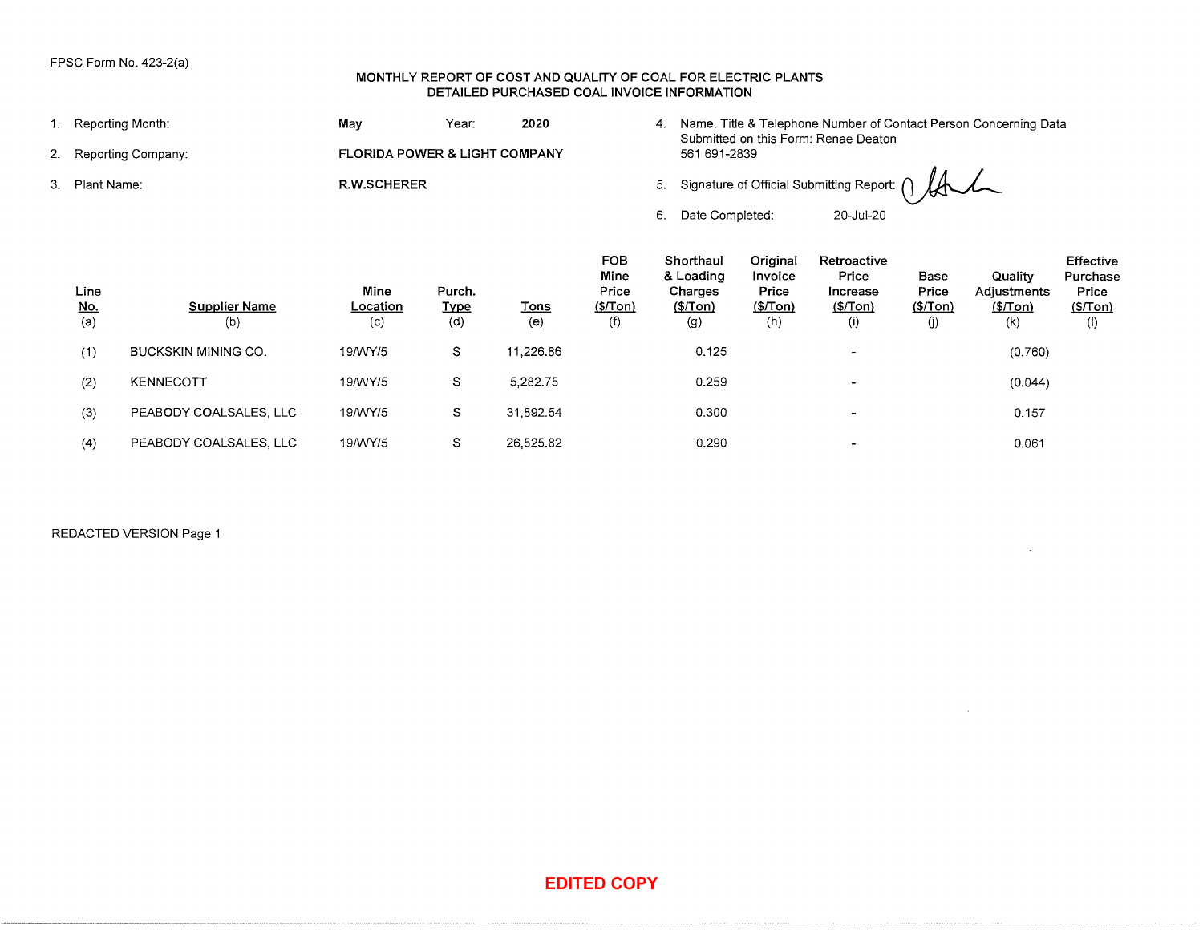FPSC Form No. 423-2(a)

# MONTHLY REPORT OF COST AND QUALITY OF COAL FOR ELECTRIC PLANTS
## DETAILED PURCHASED COAL INVOICE INFORMATION

1. Reporting Month: **May** Year: **2020**
2. Reporting Company: **FLORIDA POWER & LIGHT COMPANY**
3. Plant Name: **R.W.SCHERER**
4. Name, Title & Telephone Number of Contact Person Concerning Data Submitted on this Form: Renae Deaton 561 691-2839
5. Signature of Official Submitting Report:
6. Date Completed: 20-Jul-20

| Line No. (a) | Supplier Name (b) | Mine Location (c) | Purch. Type (d) | Tons (e) | FOB Mine Price ($/Ton) (f) | Shorthaul & Loading Charges ($/Ton) (g) | Original Invoice Price ($/Ton) (h) | Retroactive Price Increase ($/Ton) (i) | Base Price ($/Ton) (j) | Quality Adjustments ($/Ton) (k) | Effective Purchase Price ($/Ton) (l) |
|---|---|---|---|---|---|---|---|---|---|---|---|
| (1) | BUCKSKIN MINING CO. | 19/WY/5 | S | 11,226.86 | | 0.125 | | - | | (0.760) | |
| (2) | KENNECOTT | 19/WY/5 | S | 5,282.75 | | 0.259 | | - | | (0.044) | |
| (3) | PEABODY COALSALES, LLC | 19/WY/5 | S | 31,892.54 | | 0.300 | | - | | 0.157 | |
| (4) | PEABODY COALSALES, LLC | 19/WY/5 | S | 26,525.82 | | 0.290 | | - | | 0.061 | |

REDACTED VERSION Page 1

**EDITED COPY**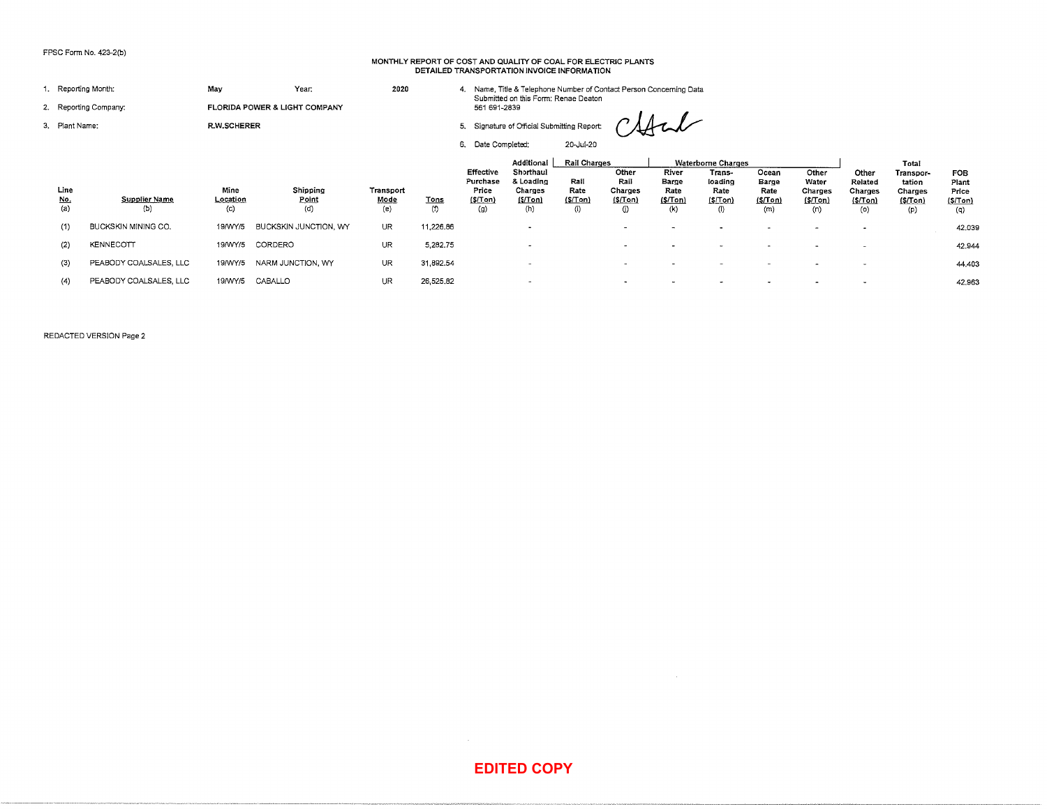FPSC Form No. 423-2(b)

**MONTHLY REPORT OF COST AND QUALITY OF COAL FOR ELECTRIC PLANTS**
**DETAILED TRANSPORTATION INVOICE INFORMATION**

1. Reporting Month: **May** Year: **2020**
2. Reporting Company: **FLORIDA POWER & LIGHT COMPANY**
3. Plant Name: **R.W.SCHERER**
4. Name, Title & Telephone Number of Contact Person Concerning Data Submitted on this Form: Renae Deaton 561 691-2839
5. Signature of Official Submitting Report:
6. Date Completed: 20-Jul-20

| Line No. (a) | Supplier Name (b) | Mine Location (c) | Shipping Point (d) | Transport Mode (e) | Tons (f) | Effective Purchase Price ($/Ton) (g) | Additional Shorthaul & Loading Charges ($/Ton) (h) | Rail Charges: Rail Rate ($/Ton) (i) | Rail Charges: Other Rail Charges ($/Ton) (j) | Waterborne Charges: River Barge Rate ($/Ton) (k) | Waterborne Charges: Trans-loading Rate ($/Ton) (l) | Waterborne Charges: Ocean Barge Rate ($/Ton) (m) | Waterborne Charges: Other Water Charges ($/Ton) (n) | Other Related Charges ($/Ton) (o) | Total Transportation Charges ($/Ton) (p) | FOB Plant Price ($/Ton) (q) |
|---|---|---|---|---|---|---|---|---|---|---|---|---|---|---|---|---|
| (1) | BUCKSKIN MINING CO. | 19/WY/5 | BUCKSKIN JUNCTION, WY | UR | 11,226.86 | | - | | - | - | - | - | - | - | | 42.039 |
| (2) | KENNECOTT | 19/WY/5 | CORDERO | UR | 5,282.75 | | - | | - | - | - | - | - | - | | 42.944 |
| (3) | PEABODY COALSALES, LLC | 19/WY/5 | NARM JUNCTION, WY | UR | 31,892.54 | | - | | - | - | - | - | - | - | | 44.403 |
| (4) | PEABODY COALSALES, LLC | 19/WY/5 | CABALLO | UR | 26,525.82 | | - | | - | - | - | - | - | - | | 42.963 |

REDACTED VERSION Page 2

**EDITED COPY**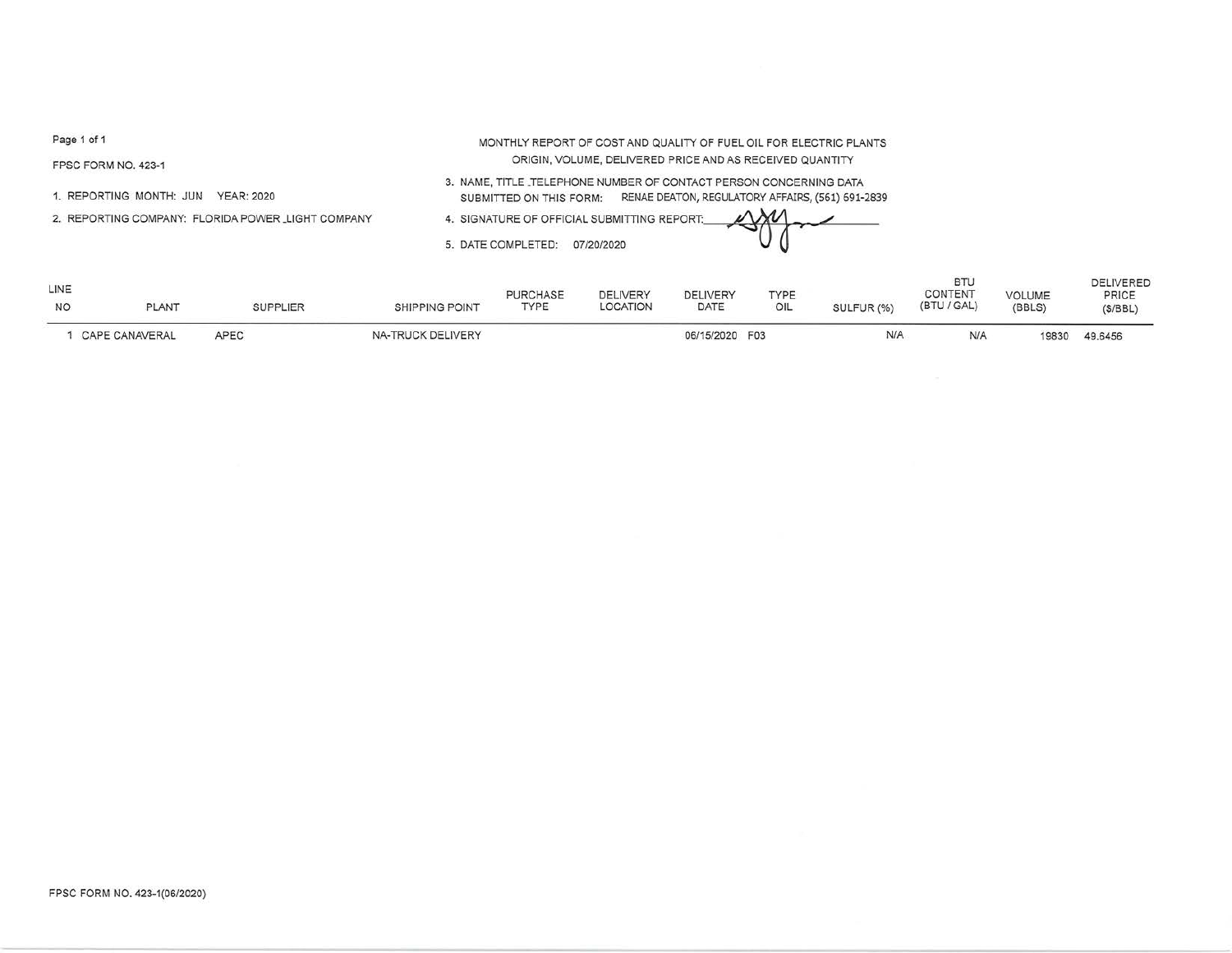FPSC FORM NO. 423-1

MONTHLY REPORT OF COST AND QUALITY OF FUEL OIL FOR ELECTRIC PLANTS
ORIGIN, VOLUME, DELIVERED PRICE AND AS RECEIVED QUANTITY

1. REPORTING MONTH: JUN YEAR: 2020

2. REPORTING COMPANY: FLORIDA POWER _LIGHT COMPANY

3. NAME, TITLE ,TELEPHONE NUMBER OF CONTACT PERSON CONCERNING DATA SUBMITTED ON THIS FORM: RENAE DEATON, REGULATORY AFFAIRS, (561) 691-2839

4. SIGNATURE OF OFFICIAL SUBMITTING REPORT:

5. DATE COMPLETED: 07/20/2020

| LINE NO | PLANT | SUPPLIER | SHIPPING POINT | PURCHASE TYPE | DELIVERY LOCATION | DELIVERY DATE | TYPE OIL | SULFUR (%) | BTU CONTENT (BTU / GAL) | VOLUME (BBLS) | DELIVERED PRICE ($/BBL) |
|---|---|---|---|---|---|---|---|---|---|---|---|
| 1 | CAPE CANAVERAL | APEC | NA-TRUCK DELIVERY | | | 06/15/2020 | F03 | N/A | N/A | 19830 | 49.6456 |

FPSC FORM NO. 423-1(06/2020)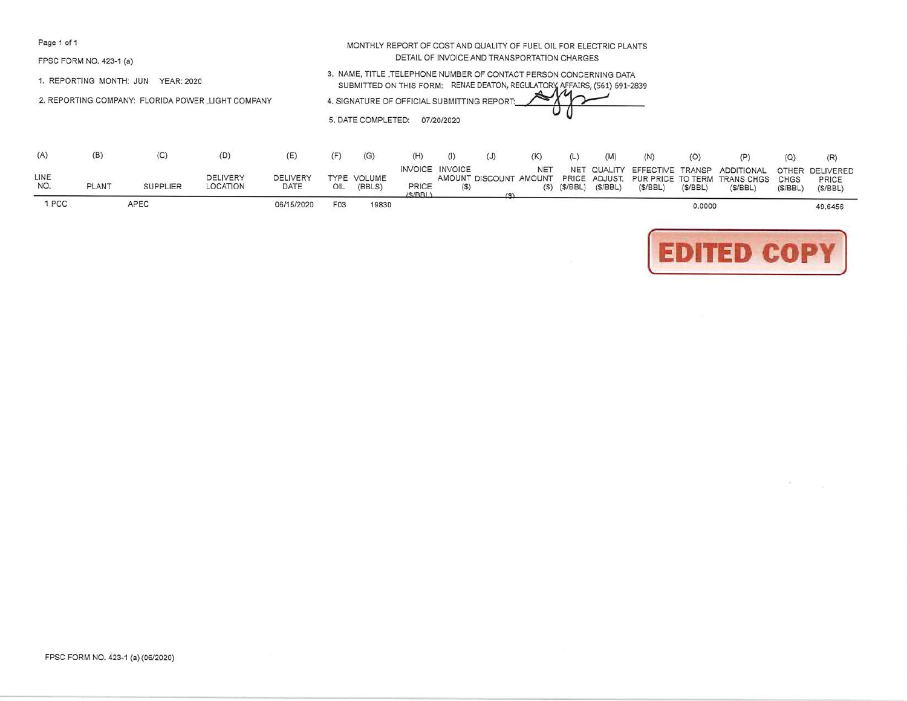FPSC FORM NO. 423-1 (a)

MONTHLY REPORT OF COST AND QUALITY OF FUEL OIL FOR ELECTRIC PLANTS
DETAIL OF INVOICE AND TRANSPORTATION CHARGES

1. REPORTING MONTH: JUN YEAR: 2020

2. REPORTING COMPANY: FLORIDA POWER LIGHT COMPANY

3. NAME, TITLE ,TELEPHONE NUMBER OF CONTACT PERSON CONCERNING DATA SUBMITTED ON THIS FORM: RENAE DEATON, REGULATORY AFFAIRS, (561) 691-2839

4. SIGNATURE OF OFFICIAL SUBMITTING REPORT:

5. DATE COMPLETED: 07/20/2020

| (A) LINE NO. | (B) PLANT | (C) SUPPLIER | (D) DELIVERY LOCATION | (E) DELIVERY DATE | (F) TYPE OIL | (G) VOLUME (BBLS) | (H) INVOICE PRICE ($/BBL) | (I) INVOICE AMOUNT ($) | (J) DISCOUNT ($) | (K) NET AMOUNT ($) | (L) NET PRICE ($/BBL) | (M) QUALITY ADJUST. ($/BBL) | (N) EFFECTIVE PUR PRICE ($/BBL) | (O) TRANSP TO TERM ($/BBL) | (P) ADDITIONAL TRANS CHGS ($/BBL) | (Q) OTHER CHGS ($/BBL) | (R) DELIVERED PRICE ($/BBL) |
|---|---|---|---|---|---|---|---|---|---|---|---|---|---|---|---|---|---|
| 1 | PCC | APEC | | 06/15/2020 | F03 | 19830 | | | | | | | | 0.0000 | | | 49.6456 |

EDITED COPY

FPSC FORM NO. 423-1 (a) (06/2020)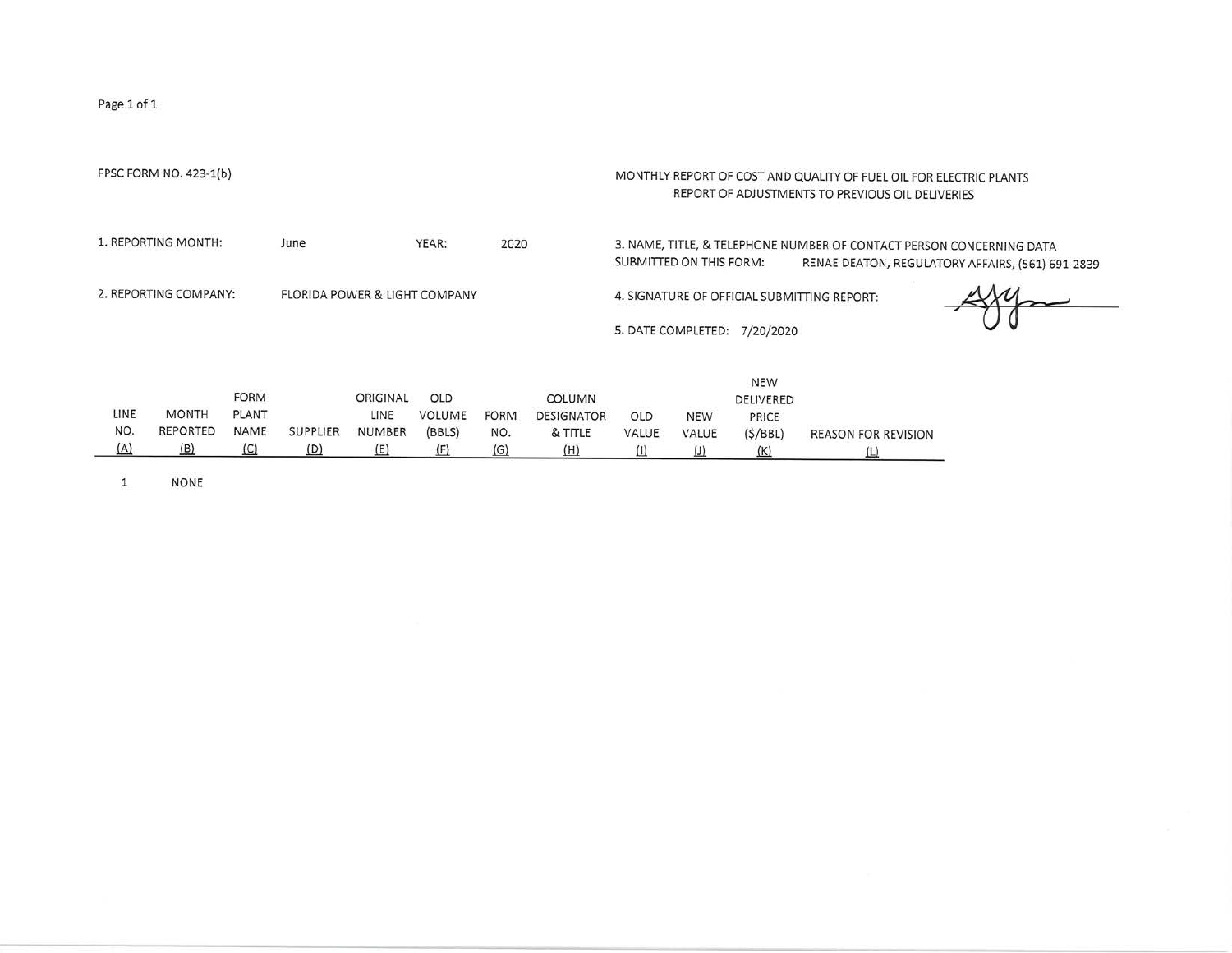FPSC FORM NO. 423-1(b)

MONTHLY REPORT OF COST AND QUALITY OF FUEL OIL FOR ELECTRIC PLANTS
REPORT OF ADJUSTMENTS TO PREVIOUS OIL DELIVERIES

1. REPORTING MONTH: June YEAR: 2020

2. REPORTING COMPANY: FLORIDA POWER & LIGHT COMPANY

3. NAME, TITLE, & TELEPHONE NUMBER OF CONTACT PERSON CONCERNING DATA SUBMITTED ON THIS FORM: RENAE DEATON, REGULATORY AFFAIRS, (561) 691-2839

4. SIGNATURE OF OFFICIAL SUBMITTING REPORT:

5. DATE COMPLETED: 7/20/2020

| LINE NO. (A) | MONTH REPORTED (B) | FORM PLANT NAME (C) | SUPPLIER (D) | ORIGINAL LINE NUMBER (E) | OLD VOLUME (BBLS) (F) | FORM NO. (G) | COLUMN DESIGNATOR & TITLE (H) | OLD VALUE (I) | NEW VALUE (J) | NEW DELIVERED PRICE ($/BBL) (K) | REASON FOR REVISION (L) |
|---|---|---|---|---|---|---|---|---|---|---|---|
| 1 | NONE | | | | | | | | | | |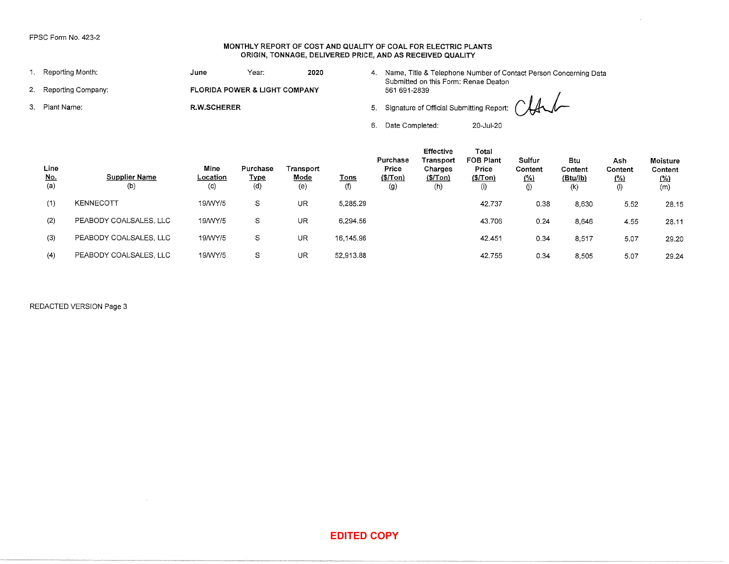FPSC Form No. 423-2

# MONTHLY REPORT OF COST AND QUALITY OF COAL FOR ELECTRIC PLANTS
## ORIGIN, TONNAGE, DELIVERED PRICE, AND AS RECEIVED QUALITY

1. Reporting Month: **June** Year: **2020**
2. Reporting Company: **FLORIDA POWER & LIGHT COMPANY**
3. Plant Name: **R.W.SCHERER**
4. Name, Title & Telephone Number of Contact Person Concerning Data Submitted on this Form: Renae Deaton 561 691-2839
5. Signature of Official Submitting Report:
6. Date Completed: 20-Jul-20

| Line No. (a) | Supplier Name (b) | Mine Location (c) | Purchase Type (d) | Transport Mode (e) | Tons (f) | Purchase Price ($/Ton) (g) | Effective Transport Charges ($/Ton) (h) | Total FOB Plant Price ($/Ton) (i) | Sulfur Content (%) (j) | Btu Content (Btu/lb) (k) | Ash Content (%) (l) | Moisture Content (%) (m) |
|---|---|---|---|---|---|---|---|---|---|---|---|---|
| (1) | KENNECOTT | 19/WY/5 | S | UR | 5,285.29 | | | 42.737 | 0.38 | 8,630 | 5.52 | 28.15 |
| (2) | PEABODY COALSALES, LLC | 19/WY/5 | S | UR | 6,294.56 | | | 43.706 | 0.24 | 8,646 | 4.55 | 28.11 |
| (3) | PEABODY COALSALES, LLC | 19/WY/5 | S | UR | 16,145.96 | | | 42.451 | 0.34 | 8,517 | 5.07 | 29.20 |
| (4) | PEABODY COALSALES, LLC | 19/WY/5 | S | UR | 52,913.88 | | | 42.755 | 0.34 | 8,505 | 5.07 | 29.24 |

REDACTED VERSION Page 3

EDITED COPY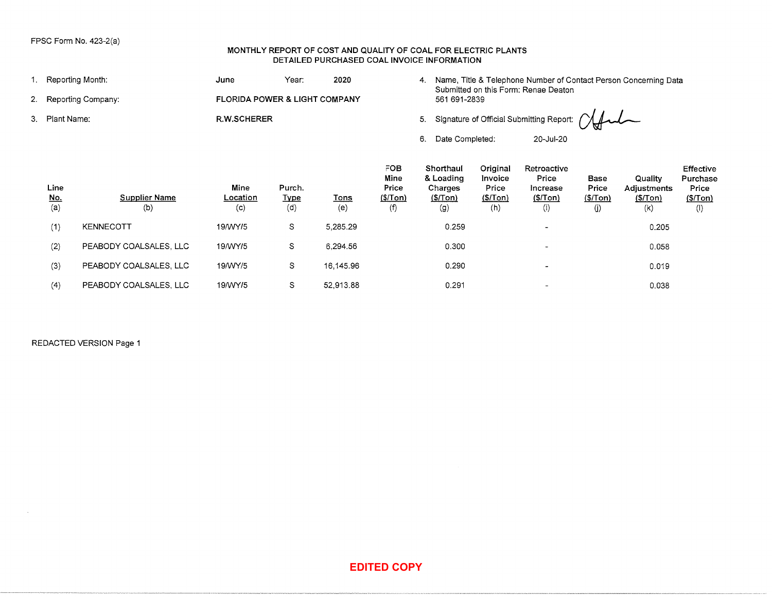FPSC Form No. 423-2(a)

**MONTHLY REPORT OF COST AND QUALITY OF COAL FOR ELECTRIC PLANTS**
**DETAILED PURCHASED COAL INVOICE INFORMATION**

1. Reporting Month: **June** Year: **2020**
2. Reporting Company: **FLORIDA POWER & LIGHT COMPANY**
3. Plant Name: **R.W.SCHERER**
4. Name, Title & Telephone Number of Contact Person Concerning Data Submitted on this Form: Renae Deaton 561 691-2839
5. Signature of Official Submitting Report:
6. Date Completed: 20-Jul-20

| Line No. (a) | Supplier Name (b) | Mine Location (c) | Purch. Type (d) | Tons (e) | FOB Mine Price ($/Ton) (f) | Shorthaul & Loading Charges ($/Ton) (g) | Original Invoice Price ($/Ton) (h) | Retroactive Price Increase ($/Ton) (i) | Base Price ($/Ton) (j) | Quality Adjustments ($/Ton) (k) | Effective Purchase Price ($/Ton) (l) |
|---|---|---|---|---|---|---|---|---|---|---|---|
| (1) | KENNECOTT | 19/WY/5 | S | 5,285.29 | | 0.259 | | - | | 0.205 | |
| (2) | PEABODY COALSALES, LLC | 19/WY/5 | S | 6,294.56 | | 0.300 | | - | | 0.058 | |
| (3) | PEABODY COALSALES, LLC | 19/WY/5 | S | 16,145.96 | | 0.290 | | - | | 0.019 | |
| (4) | PEABODY COALSALES, LLC | 19/WY/5 | S | 52,913.88 | | 0.291 | | - | | 0.038 | |

REDACTED VERSION Page 1

**EDITED COPY**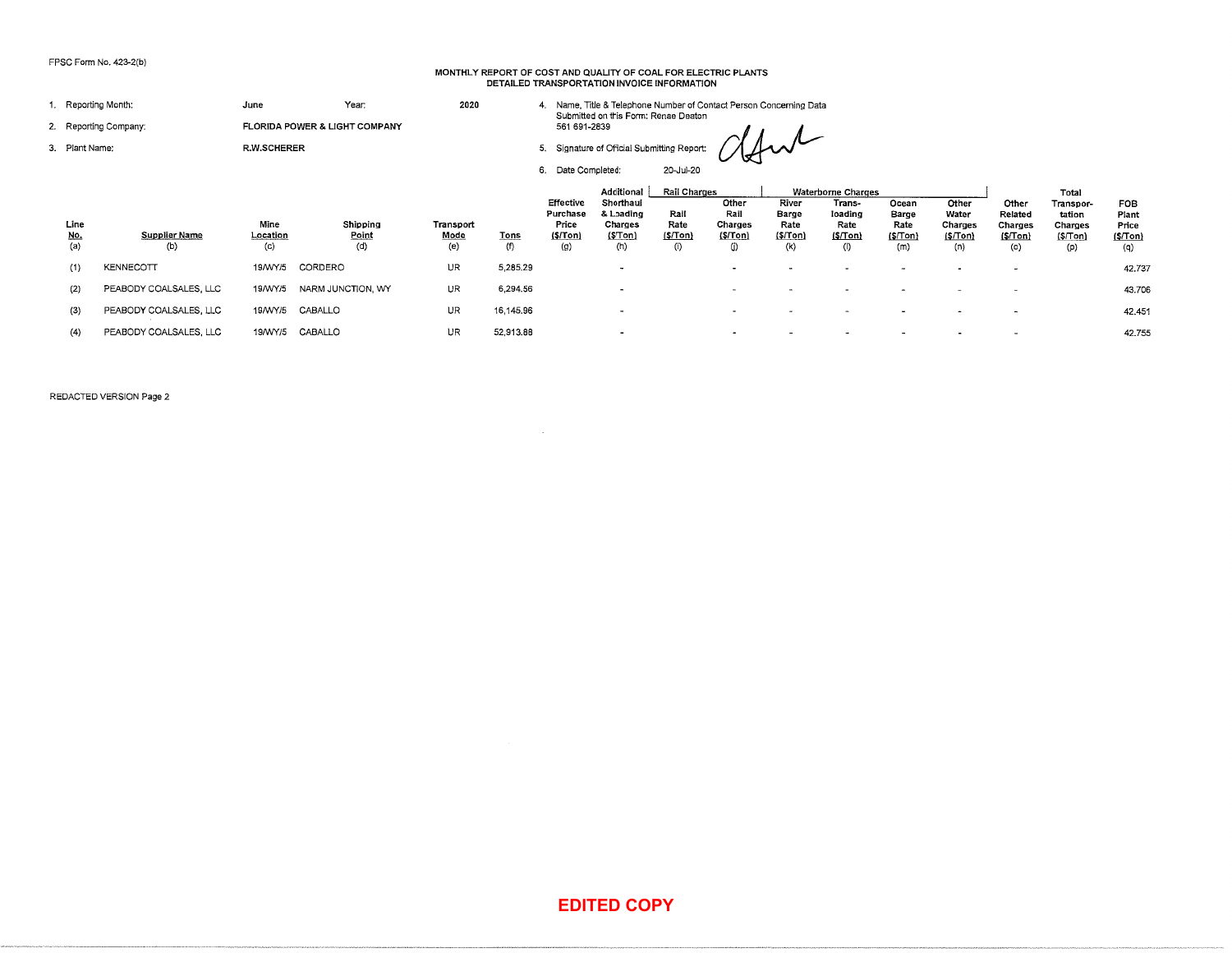FPSC Form No. 423-2(b)

**MONTHLY REPORT OF COST AND QUALITY OF COAL FOR ELECTRIC PLANTS**
**DETAILED TRANSPORTATION INVOICE INFORMATION**

1. Reporting Month: **June** Year: **2020**
2. Reporting Company: **FLORIDA POWER & LIGHT COMPANY**
3. Plant Name: **R.W.SCHERER**
4. Name, Title & Telephone Number of Contact Person Concerning Data Submitted on this Form: Renae Deaton 561 691-2839
5. Signature of Official Submitting Report:
6. Date Completed: 20-Jul-20

| | | | | | | | | Rail Charges | | Waterborne Charges | | | | | | |
|---|---|---|---|---|---|---|---|---|---|---|---|---|---|---|---|---|
| Line No. (a) | Supplier Name (b) | Mine Location (c) | Shipping Point (d) | Transport Mode (e) | Tons (f) | Effective Purchase Price ($/Ton) (g) | Additional Shorthaul & Loading Charges ($/Ton) (h) | Rail Rate ($/Ton) (i) | Other Rail Charges ($/Ton) (j) | River Barge Rate ($/Ton) (k) | Trans-loading Rate ($/Ton) (l) | Ocean Barge Rate ($/Ton) (m) | Other Water Charges ($/Ton) (n) | Other Related Charges ($/Ton) (o) | Total Transportation Charges ($/Ton) (p) | FOB Plant Price ($/Ton) (q) |
| (1) | KENNECOTT | 19/WY/5 | CORDERO | UR | 5,285.29 | | - | | - | - | - | - | - | - | | 42.737 |
| (2) | PEABODY COALSALES, LLC | 19/WY/5 | NARM JUNCTION, WY | UR | 6,294.56 | | - | | - | - | - | - | - | - | | 43.706 |
| (3) | PEABODY COALSALES, LLC | 19/WY/5 | CABALLO | UR | 16,145.96 | | - | | - | - | - | - | - | - | | 42.451 |
| (4) | PEABODY COALSALES, LLC | 19/WY/5 | CABALLO | UR | 52,913.88 | | - | | - | - | - | - | - | - | | 42.755 |

REDACTED VERSION Page 2

**EDITED COPY**